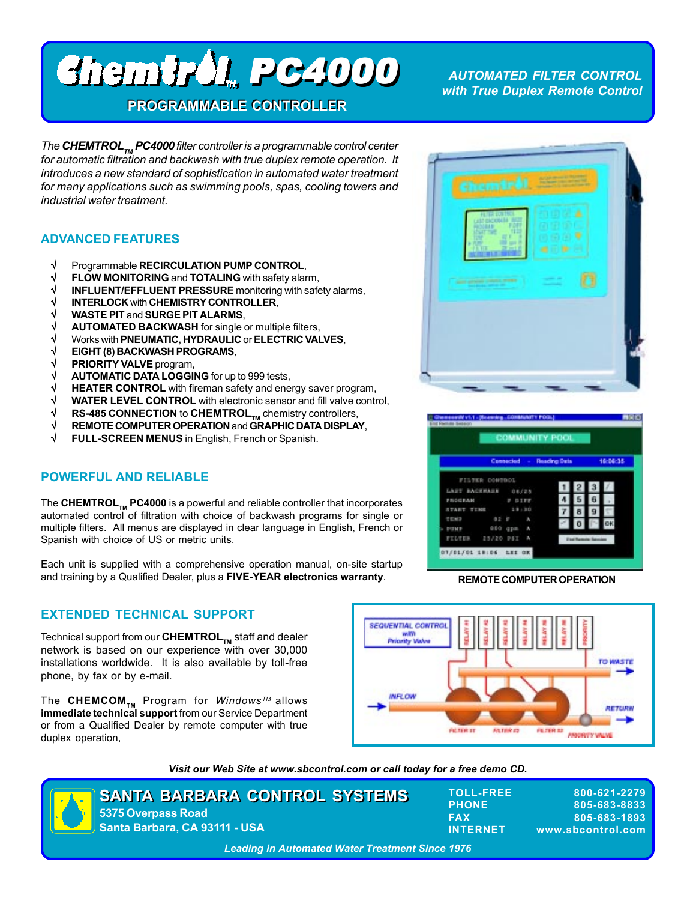# Chemtrol™ PC4000

**PROGRAMMABLE CONTROLLER**

*AUTOMATED FILTER CONTROL with True Duplex Remote Control*

*The **CHEMTROL™ PC4000** filter controller is a programmable control center for automatic filtration and backwash with true duplex remote operation. It introduces a new standard of sophistication in automated water treatment for many applications such as swimming pools, spas, cooling towers and industrial water treatment.*

## ADVANCED FEATURES

- √ Programmable **RECIRCULATION PUMP CONTROL**,
- √ **FLOW MONITORING** and **TOTALING** with safety alarm,
- √ **INFLUENT/EFFLUENT PRESSURE** monitoring with safety alarms,
- √ **INTERLOCK** with **CHEMISTRY CONTROLLER**,
- √ **WASTE PIT** and **SURGE PIT ALARMS**,
- √ **AUTOMATED BACKWASH** for single or multiple filters,
- √ Works with **PNEUMATIC, HYDRAULIC** or **ELECTRIC VALVES**,
- √ **EIGHT (8) BACKWASH PROGRAMS**,
- √ **PRIORITY VALVE** program,
- √ **AUTOMATIC DATA LOGGING** for up to 999 tests,
- √ **HEATER CONTROL** with fireman safety and energy saver program,
- √ **WATER LEVEL CONTROL** with electronic sensor and fill valve control,
- √ **RS-485 CONNECTION** to **CHEMTROL™** chemistry controllers,
- √ **REMOTE COMPUTER OPERATION** and **GRAPHIC DATA DISPLAY**,
- √ **FULL-SCREEN MENUS** in English, French or Spanish.

## POWERFUL AND RELIABLE

The **CHEMTROL™ PC4000** is a powerful and reliable controller that incorporates automated control of filtration with choice of backwash programs for single or multiple filters. All menus are displayed in clear language in English, French or Spanish with choice of US or metric units.

Each unit is supplied with a comprehensive operation manual, on-site startup and training by a Qualified Dealer, plus a **FIVE-YEAR electronics warranty**.

**REMOTE COMPUTER OPERATION**

## EXTENDED TECHNICAL SUPPORT

Technical support from our **CHEMTROL™** staff and dealer network is based on our experience with over 30,000 installations worldwide. It is also available by toll-free phone, by fax or by e-mail.

The **CHEMCOM™** Program for *Windows™* allows **immediate technical support** from our Service Department or from a Qualified Dealer by remote computer with true duplex operation,

*Visit our Web Site at www.sbcontrol.com or call today for a free demo CD.*

**SANTA BARBARA CONTROL SYSTEMS**
5375 Overpass Road
Santa Barbara, CA 93111 - USA

| | |
|---|---|
| TOLL-FREE | 800-621-2279 |
| PHONE | 805-683-8833 |
| FAX | 805-683-1893 |
| INTERNET | www.sbcontrol.com |

*Leading in Automated Water Treatment Since 1976*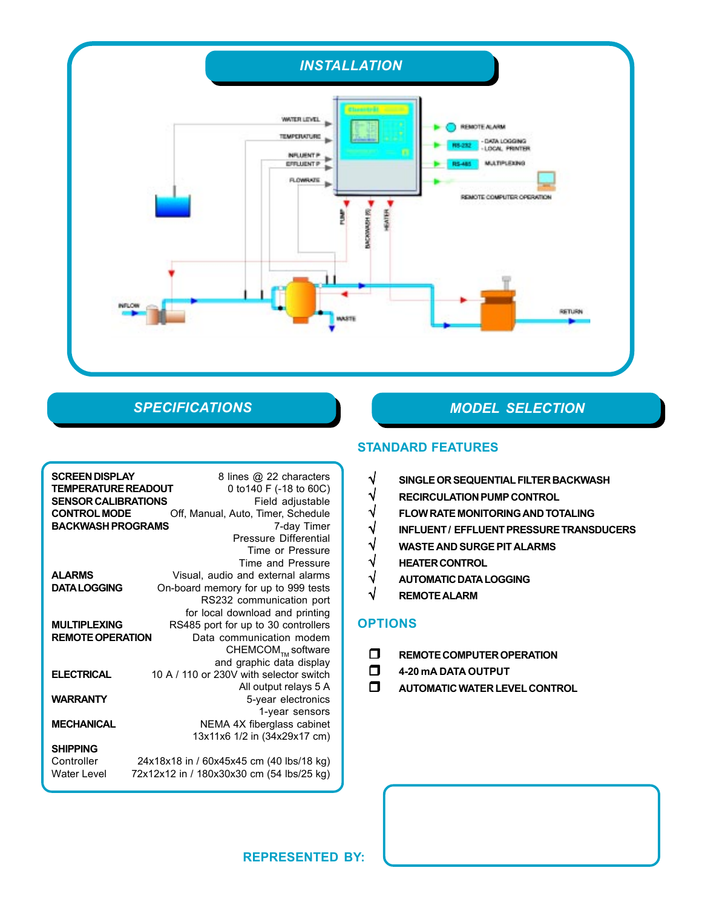## INSTALLATION

WATER LEVEL
TEMPERATURE
INFLUENT P
EFFLUENT P
FLOWRATE
REMOTE ALARM
RS-232 - DATA LOGGING - LOCAL PRINTER
RS-485 MULTIPLEXING
REMOTE COMPUTER OPERATION
PUMP
BACKWASH (f)
HEATER
INFLOW
WASTE
RETURN

## SPECIFICATIONS

| | |
|---|---|
| **SCREEN DISPLAY** | 8 lines @ 22 characters |
| **TEMPERATURE READOUT** | 0 to140 F (-18 to 60C) |
| **SENSOR CALIBRATIONS** | Field adjustable |
| **CONTROL MODE** | Off, Manual, Auto, Timer, Schedule |
| **BACKWASH PROGRAMS** | 7-day Timer<br>Pressure Differential<br>Time or Pressure<br>Time and Pressure |
| **ALARMS** | Visual, audio and external alarms |
| **DATA LOGGING** | On-board memory for up to 999 tests<br>RS232 communication port<br>for local download and printing |
| **MULTIPLEXING** | RS485 port for up to 30 controllers |
| **REMOTE OPERATION** | Data communication modem<br>CHEMCOM$_{TM}$ software<br>and graphic data display |
| **ELECTRICAL** | 10 A / 110 or 230V with selector switch<br>All output relays 5 A |
| **WARRANTY** | 5-year electronics<br>1-year sensors |
| **MECHANICAL** | NEMA 4X fiberglass cabinet<br>13x11x6 1/2 in (34x29x17 cm) |
| **SHIPPING** | |
| Controller | 24x18x18 in / 60x45x45 cm (40 lbs/18 kg) |
| Water Level | 72x12x12 in / 180x30x30 cm (54 lbs/25 kg) |

## MODEL SELECTION

### STANDARD FEATURES

- √ SINGLE OR SEQUENTIAL FILTER BACKWASH
- √ RECIRCULATION PUMP CONTROL
- √ FLOW RATE MONITORING AND TOTALING
- √ INFLUENT / EFFLUENT PRESSURE TRANSDUCERS
- √ WASTE AND SURGE PIT ALARMS
- √ HEATER CONTROL
- √ AUTOMATIC DATA LOGGING
- √ REMOTE ALARM

### OPTIONS

- ❒ REMOTE COMPUTER OPERATION
- ❒ 4-20 mA DATA OUTPUT
- ❒ AUTOMATIC WATER LEVEL CONTROL

**REPRESENTED BY:**